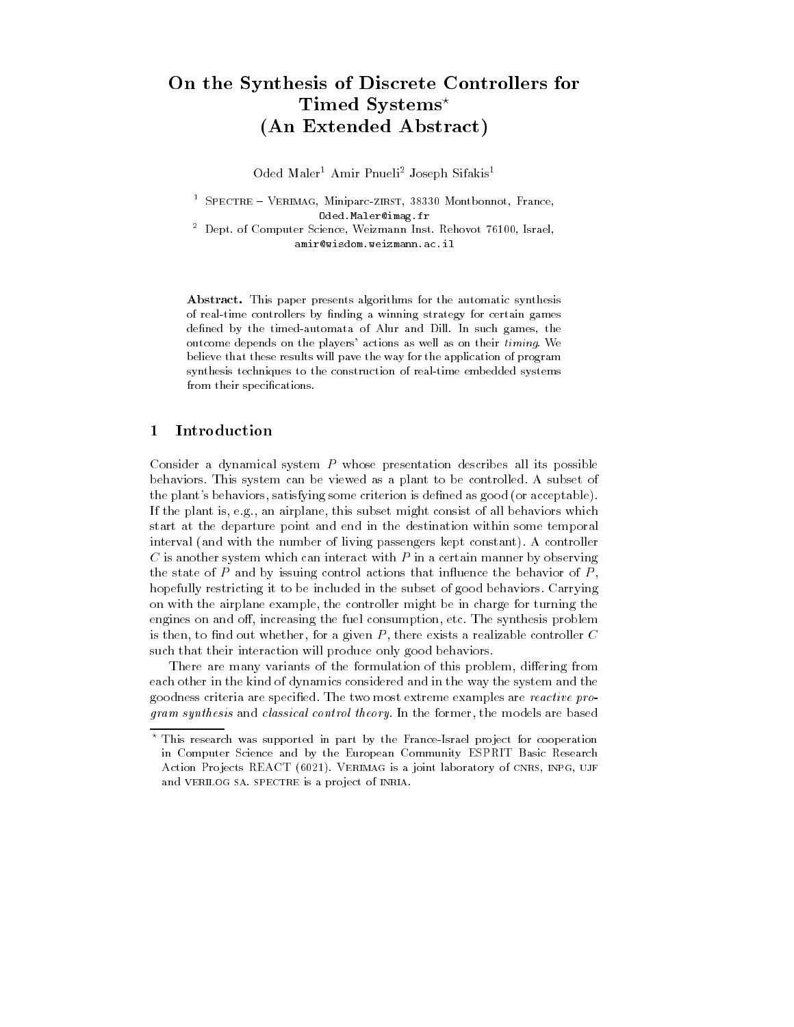# On the Synthesis of Discrete Controllers for Timed Systems* (An Extended Abstract)

Oded Maler[1] Amir Pnueli[2] Joseph Sifakis[1]

[1] Spectre – Verimag, Miniparc-zirst, 38330 Montbonnot, France, Oded.Maler@imag.fr

[2] Dept. of Computer Science, Weizmann Inst. Rehovot 76100, Israel, amir@wisdom.weizmann.ac.il

**Abstract.** This paper presents algorithms for the automatic synthesis of real-time controllers by finding a winning strategy for certain games defined by the timed-automata of Alur and Dill. In such games, the outcome depends on the players' actions as well as on their *timing*. We believe that these results will pave the way for the application of program synthesis techniques to the construction of real-time embedded systems from their specifications.

## 1 Introduction

Consider a dynamical system $P$ whose presentation describes all its possible behaviors. This system can be viewed as a plant to be controlled. A subset of the plant's behaviors, satisfying some criterion is defined as good (or acceptable). If the plant is, e.g., an airplane, this subset might consist of all behaviors which start at the departure point and end in the destination within some temporal interval (and with the number of living passengers kept constant). A controller $C$ is another system which can interact with $P$ in a certain manner by observing the state of $P$ and by issuing control actions that influence the behavior of $P$, hopefully restricting it to be included in the subset of good behaviors. Carrying on with the airplane example, the controller might be in charge for turning the engines on and off, increasing the fuel consumption, etc. The synthesis problem is then, to find out whether, for a given $P$, there exists a realizable controller $C$ such that their interaction will produce only good behaviors.

There are many variants of the formulation of this problem, differing from each other in the kind of dynamics considered and in the way the system and the goodness criteria are specified. The two most extreme examples are *reactive program synthesis* and *classical control theory*. In the former, the models are based

* This research was supported in part by the France-Israel project for cooperation in Computer Science and by the European Community ESPRIT Basic Research Action Projects REACT (6021). Verimag is a joint laboratory of cnrs, inpg, ujf and verilog sa. spectre is a project of inria.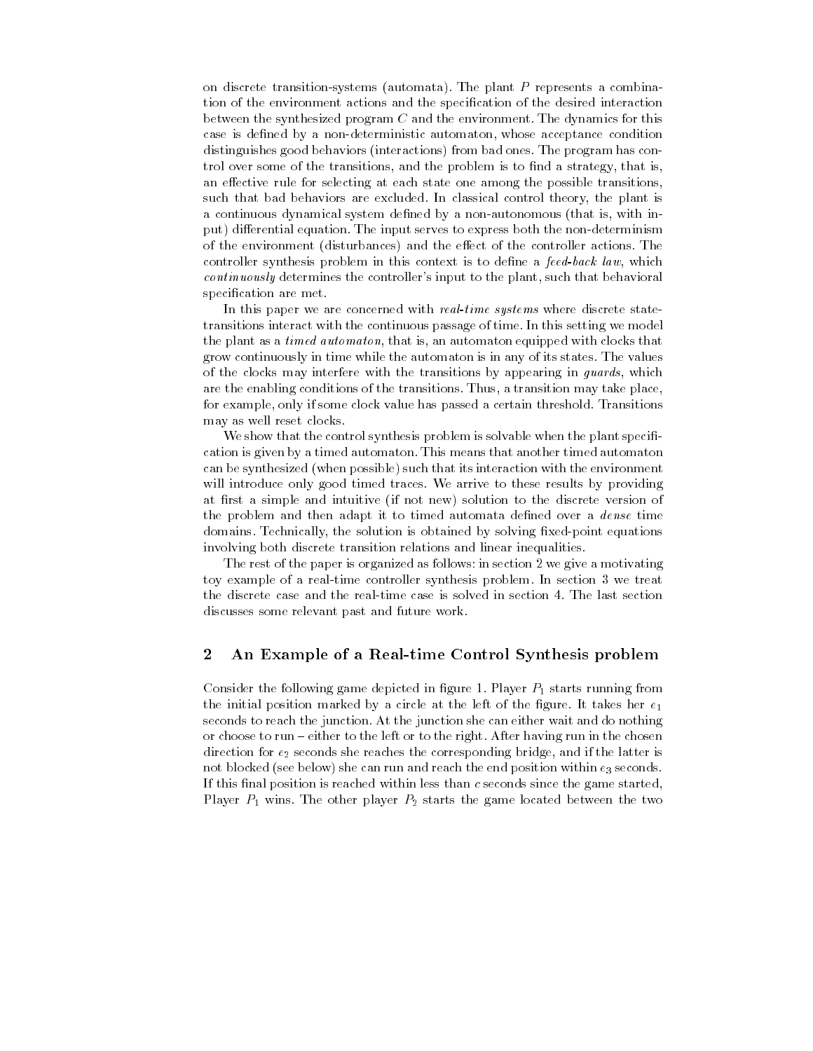on discrete transition-systems (automata). The plant $P$ represents a combination of the environment actions and the specification of the desired interaction between the synthesized program $C$ and the environment. The dynamics for this case is defined by a non-deterministic automaton, whose acceptance condition distinguishes good behaviors (interactions) from bad ones. The program has control over some of the transitions, and the problem is to find a strategy, that is, an effective rule for selecting at each state one among the possible transitions, such that bad behaviors are excluded. In classical control theory, the plant is a continuous dynamical system defined by a non-autonomous (that is, with input) differential equation. The input serves to express both the non-determinism of the environment (disturbances) and the effect of the controller actions. The controller synthesis problem in this context is to define a *feed-back law*, which *continuously* determines the controller's input to the plant, such that behavioral specification are met.

In this paper we are concerned with *real-time systems* where discrete state-transitions interact with the continuous passage of time. In this setting we model the plant as a *timed automaton*, that is, an automaton equipped with clocks that grow continuously in time while the automaton is in any of its states. The values of the clocks may interfere with the transitions by appearing in *guards*, which are the enabling conditions of the transitions. Thus, a transition may take place, for example, only if some clock value has passed a certain threshold. Transitions may as well reset clocks.

We show that the control synthesis problem is solvable when the plant specification is given by a timed automaton. This means that another timed automaton can be synthesized (when possible) such that its interaction with the environment will introduce only good timed traces. We arrive to these results by providing at first a simple and intuitive (if not new) solution to the discrete version of the problem and then adapt it to timed automata defined over a *dense* time domains. Technically, the solution is obtained by solving fixed-point equations involving both discrete transition relations and linear inequalities.

The rest of the paper is organized as follows: in section 2 we give a motivating toy example of a real-time controller synthesis problem. In section 3 we treat the discrete case and the real-time case is solved in section 4. The last section discusses some relevant past and future work.

## 2 An Example of a Real-time Control Synthesis problem

Consider the following game depicted in figure 1. Player $P_1$ starts running from the initial position marked by a circle at the left of the figure. It takes her $e_1$ seconds to reach the junction. At the junction she can either wait and do nothing or choose to run – either to the left or to the right. After having run in the chosen direction for $e_2$ seconds she reaches the corresponding bridge, and if the latter is not blocked (see below) she can run and reach the end position within $e_3$ seconds. If this final position is reached within less than $c$ seconds since the game started, Player $P_1$ wins. The other player $P_2$ starts the game located between the two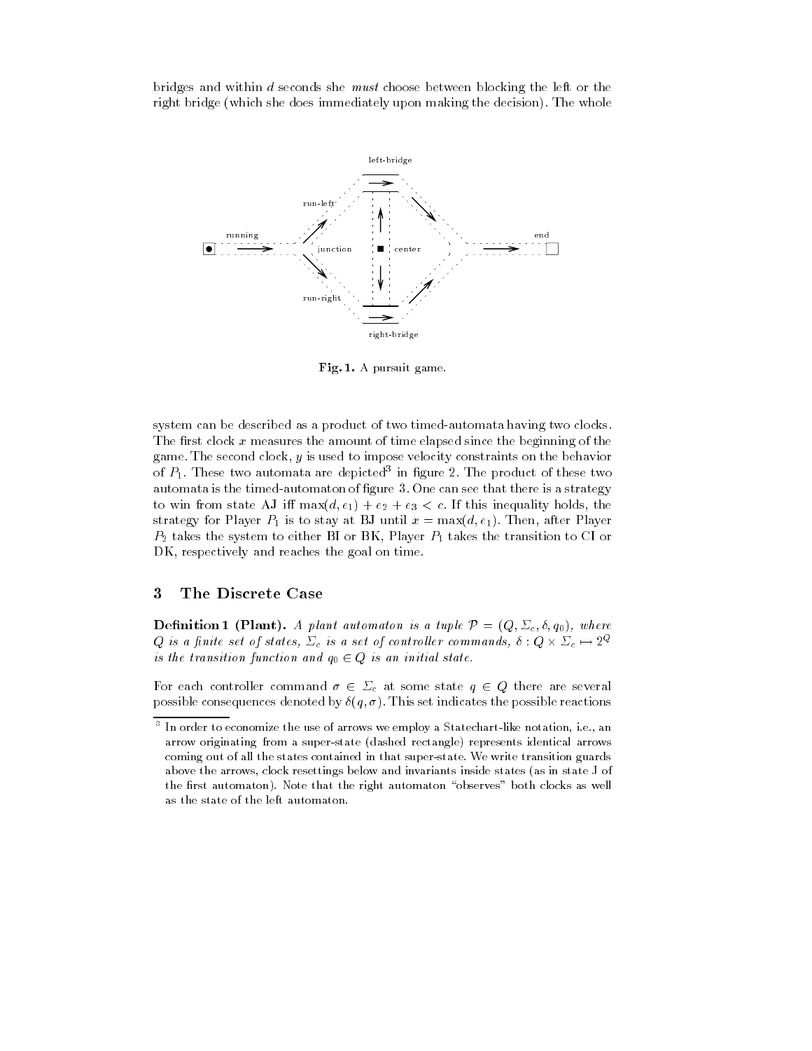bridges and within $d$ seconds she *must* choose between blocking the left or the right bridge (which she does immediately upon making the decision). The whole

**Fig. 1.** A pursuit game.

system can be described as a product of two timed-automata having two clocks. The first clock $x$ measures the amount of time elapsed since the beginning of the game. The second clock, $y$ is used to impose velocity constraints on the behavior of $P_1$. These two automata are depicted[3] in figure 2. The product of these two automata is the timed-automaton of figure 3. One can see that there is a strategy to win from state AJ iff $\max(d, e_1) + e_2 + e_3 < c$. If this inequality holds, the strategy for Player $P_1$ is to stay at BJ until $x = \max(d, e_1)$. Then, after Player $P_2$ takes the system to either BI or BK, Player $P_1$ takes the transition to CI or DK, respectively and reaches the goal on time.

## 3 The Discrete Case

**Definition 1 (Plant).** *A plant automaton is a tuple $\mathcal{P} = (Q, \Sigma_c, \delta, q_0)$, where $Q$ is a finite set of states, $\Sigma_c$ is a set of controller commands, $\delta : Q \times \Sigma_c \mapsto 2^Q$ is the transition function and $q_0 \in Q$ is an initial state.*

For each controller command $\sigma \in \Sigma_c$ at some state $q \in Q$ there are several possible consequences denoted by $\delta(q, \sigma)$. This set indicates the possible reactions

[3] In order to economize the use of arrows we employ a Statechart-like notation, i.e., an arrow originating from a super-state (dashed rectangle) represents identical arrows coming out of all the states contained in that super-state. We write transition guards above the arrows, clock resettings below and invariants inside states (as in state J of the first automaton). Note that the right automaton "observes" both clocks as well as the state of the left automaton.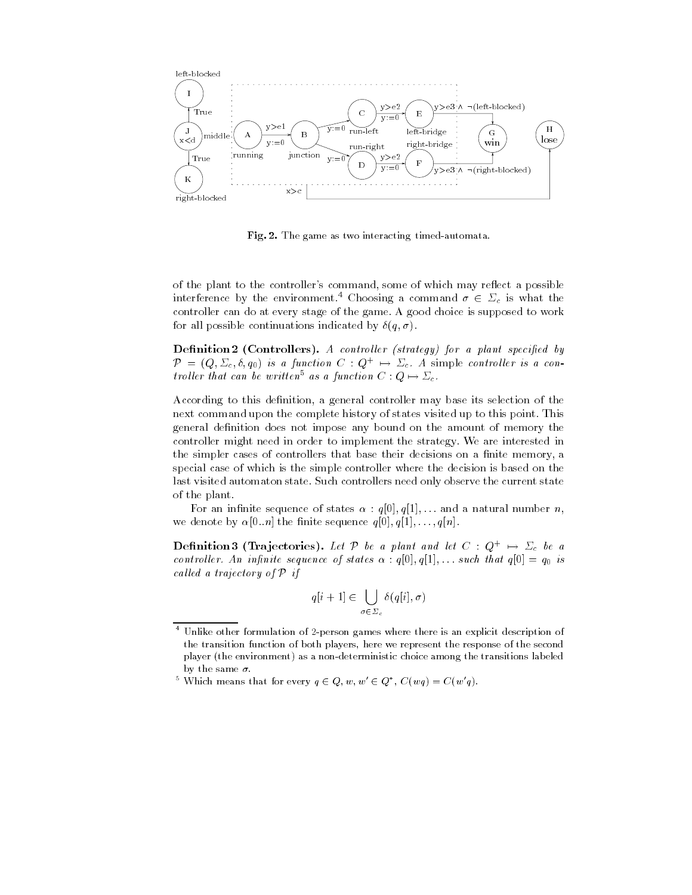Fig. 2. The game as two interacting timed-automata.

of the plant to the controller's command, some of which may reflect a possible interference by the environment.[4] Choosing a command $\sigma \in \Sigma_c$ is what the controller can do at every stage of the game. A good choice is supposed to work for all possible continuations indicated by $\delta(q, \sigma)$.

**Definition 2 (Controllers).** *A controller (strategy) for a plant specified by* $\mathcal{P} = (Q, \Sigma_c, \delta, q_0)$ *is a function* $C : Q^+ \mapsto \Sigma_c$. *A* simple *controller is a controller that can be written*[5] *as a function* $C : Q \mapsto \Sigma_c$.

According to this definition, a general controller may base its selection of the next command upon the complete history of states visited up to this point. This general definition does not impose any bound on the amount of memory the controller might need in order to implement the strategy. We are interested in the simpler cases of controllers that base their decisions on a finite memory, a special case of which is the simple controller where the decision is based on the last visited automaton state. Such controllers need only observe the current state of the plant.

For an infinite sequence of states $\alpha : q[0], q[1], \ldots$ and a natural number $n$, we denote by $\alpha[0..n]$ the finite sequence $q[0], q[1], \ldots, q[n]$.

**Definition 3 (Trajectories).** *Let* $\mathcal{P}$ *be a plant and let* $C : Q^+ \mapsto \Sigma_c$ *be a controller. An infinite sequence of states* $\alpha : q[0], q[1], \ldots$ *such that* $q[0] = q_0$ *is called a trajectory of* $\mathcal{P}$ *if*

$$q[i+1] \in \bigcup_{\sigma \in \Sigma_c} \delta(q[i], \sigma)$$

[4] Unlike other formulation of 2-person games where there is an explicit description of the transition function of both players, here we represent the response of the second player (the environment) as a non-deterministic choice among the transitions labeled by the same $\sigma$.

[5] Which means that for every $q \in Q, w, w' \in Q^*$, $C(wq) = C(w'q)$.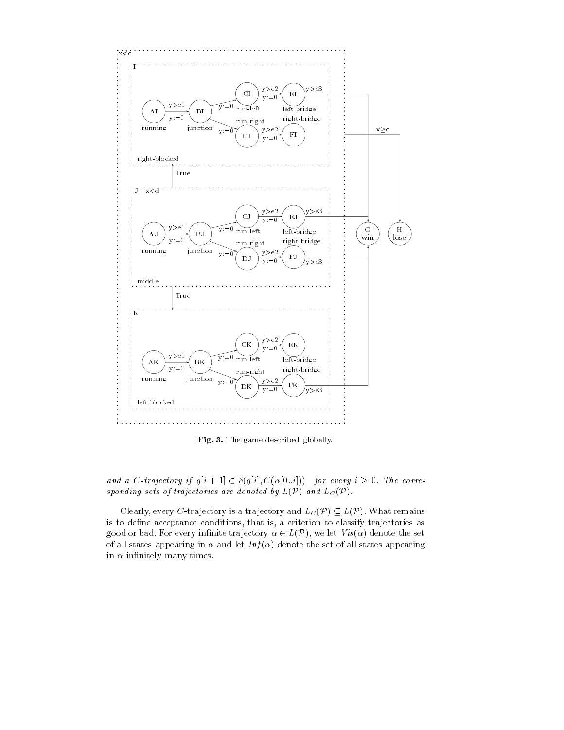**Fig. 3.** The game described globally.

*and a C-trajectory if* $q[i+1] \in \delta(q[i], C(\alpha[0..i]))$ *for every* $i \geq 0$*. The corresponding sets of trajectories are denoted by* $L(\mathcal{P})$ *and* $L_C(\mathcal{P})$*.*

Clearly, every $C$-trajectory is a trajectory and $L_C(\mathcal{P}) \subseteq L(\mathcal{P})$. What remains is to define acceptance conditions, that is, a criterion to classify trajectories as good or bad. For every infinite trajectory $\alpha \in L(\mathcal{P})$, we let $Vis(\alpha)$ denote the set of all states appearing in $\alpha$ and let $Inf(\alpha)$ denote the set of all states appearing in $\alpha$ infinitely many times.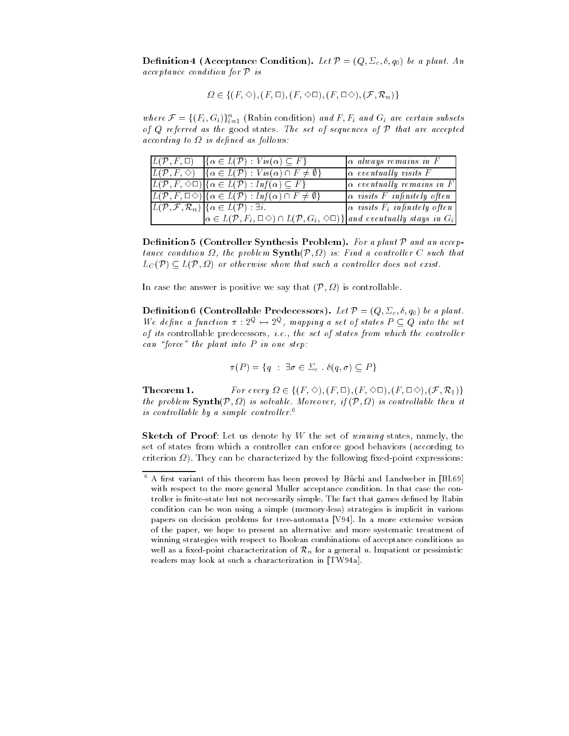**Definition 4 (Acceptance Condition).** *Let $\mathcal{P} = (Q, \Sigma_c, \delta, q_0)$ be a plant. An acceptance condition for $\mathcal{P}$ is*

$$\Omega \in \{(F, \Diamond), (F, \Box), (F, \Diamond\Box), (F, \Box\Diamond), (\mathcal{F}, \mathcal{R}_n)\}$$

*where $\mathcal{F} = \{(F_i, G_i)\}_{i=1}^n$* (Rabin condition) *and $F$, $F_i$ and $G_i$ are certain subsets of $Q$ referred as the* good states*. The set of sequences of $\mathcal{P}$ that are accepted according to $\Omega$ is defined as follows:*

| | | |
|---|---|---|
| $L(\mathcal{P}, F, \Box)$ | $\{\alpha \in L(\mathcal{P}) : Vis(\alpha) \subseteq F\}$ | *$\alpha$ always remains in $F$* |
| $L(\mathcal{P}, F, \Diamond)$ | $\{\alpha \in L(\mathcal{P}) : Vis(\alpha) \cap F \neq \emptyset\}$ | *$\alpha$ eventually visits $F$* |
| $L(\mathcal{P}, F, \Diamond\Box)$ | $\{\alpha \in L(\mathcal{P}) : Inf(\alpha) \subseteq F\}$ | *$\alpha$ eventually remains in $F$* |
| $L(\mathcal{P}, F, \Box\Diamond)$ | $\{\alpha \in L(\mathcal{P}) : Inf(\alpha) \cap F \neq \emptyset\}$ | *$\alpha$ visits $F$ infinitely often* |
| $L(\mathcal{P}, \mathcal{F}, \mathcal{R}_n)$ | $\{\alpha \in L(\mathcal{P}) : \exists i.$ $\alpha \in L(\mathcal{P}, F_i, \Box\Diamond) \cap L(\mathcal{P}, G_i, \Diamond\Box)\}$ | *$\alpha$ visits $F_i$ infinitely often and eventually stays in $G_i$* |

**Definition 5 (Controller Synthesis Problem).** *For a plant $\mathcal{P}$ and an acceptance condition $\Omega$, the problem* **Synth**$(\mathcal{P}, \Omega)$ *is: Find a controller $C$ such that $L_C(\mathcal{P}) \subseteq L(\mathcal{P}, \Omega)$ or otherwise show that such a controller does not exist.*

In case the answer is positive we say that $(\mathcal{P}, \Omega)$ is controllable.

**Definition 6 (Controllable Predecessors).** *Let $\mathcal{P} = (Q, \Sigma_c, \delta, q_0)$ be a plant. We define a function $\pi : 2^Q \mapsto 2^Q$, mapping a set of states $P \subseteq Q$ into the set of its* controllable predecessors*, i.e., the set of states from which the controller can "force" the plant into $P$ in one step:*

$$\pi(P) = \{q \ : \ \exists \sigma \in \Sigma_c \ . \ \delta(q, \sigma) \subseteq P\}$$

**Theorem 1.** *For every $\Omega \in \{(F, \Diamond), (F, \Box), (F, \Diamond\Box), (F, \Box\Diamond), (\mathcal{F}, \mathcal{R}_1)\}$ the problem* **Synth**$(\mathcal{P}, \Omega)$ *is solvable. Moreover, if $(\mathcal{P}, \Omega)$ is controllable then it is controllable by a simple controller.*[6]

**Sketch of Proof**: Let us denote by $W$ the set of *winning* states, namely, the set of states from which a controller can enforce good behaviors (according to criterion $\Omega$). They can be characterized by the following fixed-point expressions:

---

[6] A first variant of this theorem has been proved by Büchi and Landweber in [BL69] with respect to the more general Muller acceptance condition. In that case the controller is finite-state but not necessarily simple. The fact that games defined by Rabin condition can be won using a simple (memory-less) strategies is implicit in various papers on decision problems for tree-automata [V94]. In a more extensive version of the paper, we hope to present an alternative and more systematic treatment of winning strategies with respect to Boolean combinations of acceptance conditions as well as a fixed-point characterization of $\mathcal{R}_n$ for a general $n$. Impatient or pessimistic readers may look at such a characterization in [TW94a].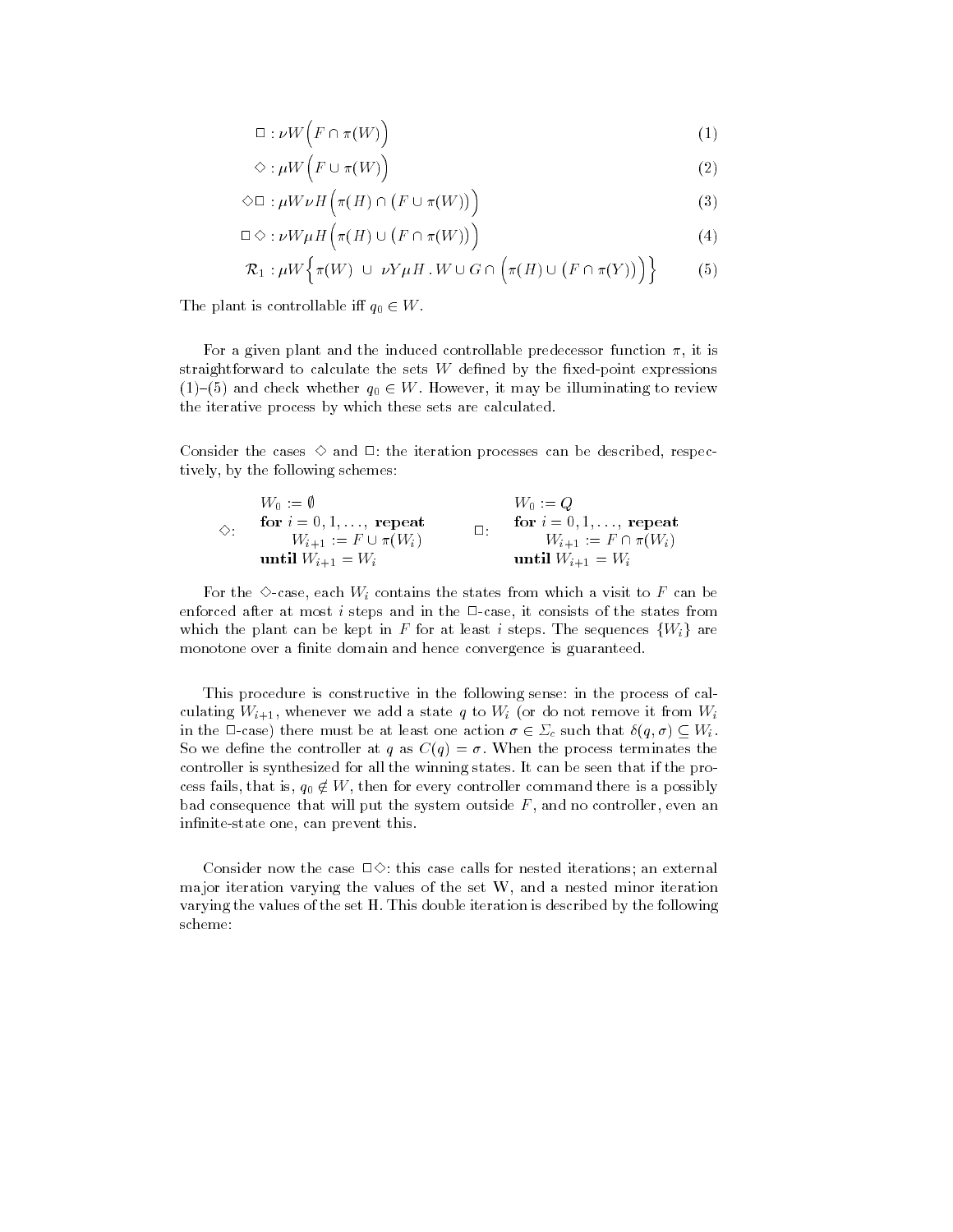$$\Box : \nu W \Big( F \cap \pi(W) \Big) \tag{1}$$

$$\Diamond : \mu W \Big( F \cup \pi(W) \Big) \tag{2}$$

$$\Diamond\Box : \mu W \nu H \Big( \pi(H) \cap \big( F \cup \pi(W) \big) \Big) \tag{3}$$

$$\Box\Diamond : \nu W \mu H \Big( \pi(H) \cup \big( F \cap \pi(W) \big) \Big) \tag{4}$$

$$\mathcal{R}_1 : \mu W \Big\{ \pi(W) \ \cup \ \nu Y \mu H \,.\, W \cup G \cap \Big( \pi(H) \cup \big( F \cap \pi(Y) \big) \Big) \Big\} \tag{5}$$

The plant is controllable iff $q_0 \in W$.

For a given plant and the induced controllable predecessor function $\pi$, it is straightforward to calculate the sets $W$ defined by the fixed-point expressions (1)–(5) and check whether $q_0 \in W$. However, it may be illuminating to review the iterative process by which these sets are calculated.

Consider the cases $\Diamond$ and $\Box$: the iteration processes can be described, respectively, by the following schemes:

$\Diamond$:

$W_0 := \emptyset$
**for** $i = 0, 1, \ldots,$ **repeat**
  $W_{i+1} := F \cup \pi(W_i)$
**until** $W_{i+1} = W_i$

$\Box$:

$W_0 := Q$
**for** $i = 0, 1, \ldots,$ **repeat**
  $W_{i+1} := F \cap \pi(W_i)$
**until** $W_{i+1} = W_i$

For the $\Diamond$-case, each $W_i$ contains the states from which a visit to $F$ can be enforced after at most $i$ steps and in the $\Box$-case, it consists of the states from which the plant can be kept in $F$ for at least $i$ steps. The sequences $\{W_i\}$ are monotone over a finite domain and hence convergence is guaranteed.

This procedure is constructive in the following sense: in the process of calculating $W_{i+1}$, whenever we add a state $q$ to $W_i$ (or do not remove it from $W_i$ in the $\Box$-case) there must be at least one action $\sigma \in \Sigma_c$ such that $\delta(q, \sigma) \subseteq W_i$. So we define the controller at $q$ as $C(q) = \sigma$. When the process terminates the controller is synthesized for all the winning states. It can be seen that if the process fails, that is, $q_0 \notin W$, then for every controller command there is a possibly bad consequence that will put the system outside $F$, and no controller, even an infinite-state one, can prevent this.

Consider now the case $\Box\Diamond$: this case calls for nested iterations; an external major iteration varying the values of the set W, and a nested minor iteration varying the values of the set H. This double iteration is described by the following scheme: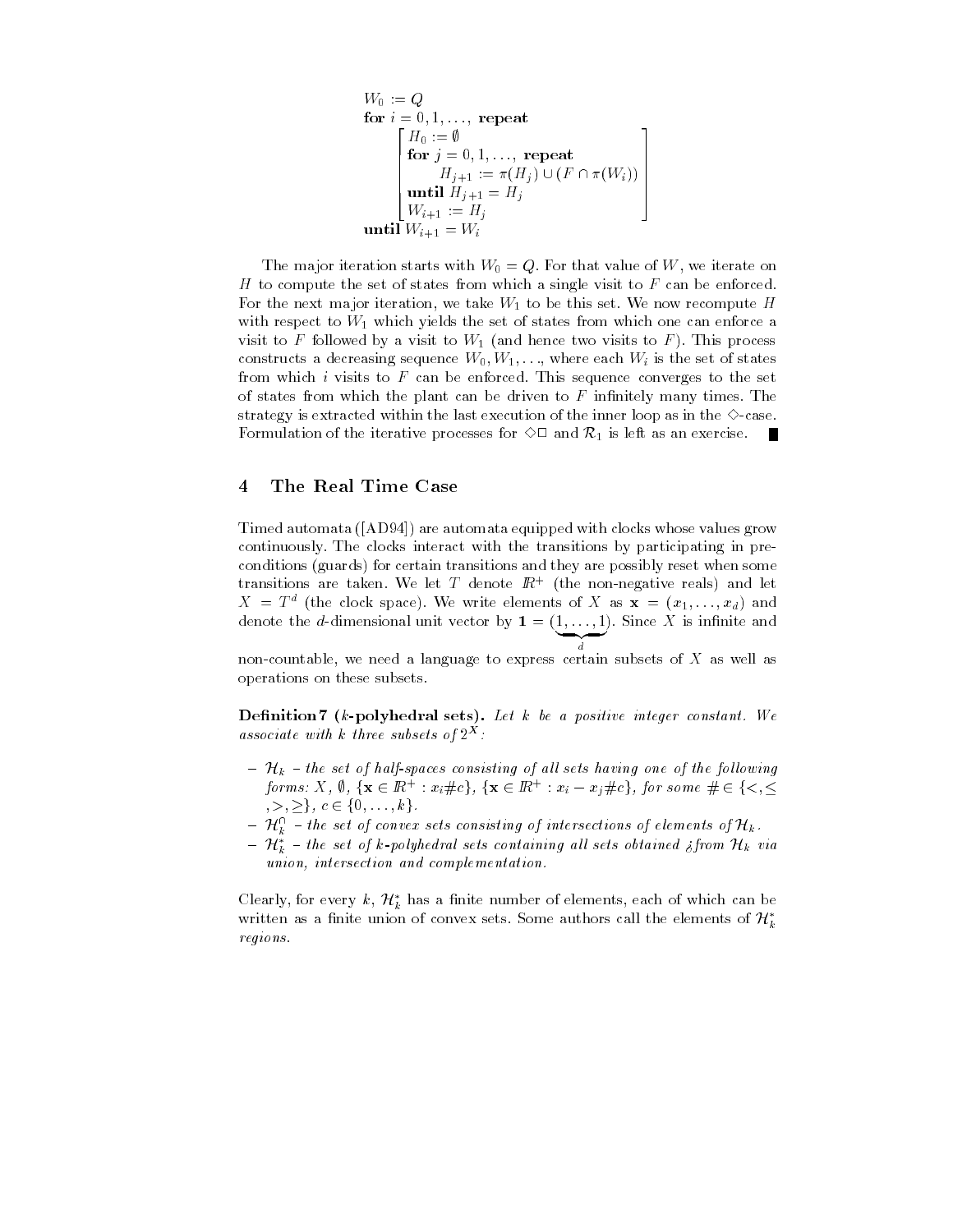```
W_0 := Q
for i = 0, 1, ..., repeat
    [ H_0 := ∅
      for j = 0, 1, ..., repeat
          H_{j+1} := π(H_j) ∪ (F ∩ π(W_i))
      until H_{j+1} = H_j
      W_{i+1} := H_j ]
until W_{i+1} = W_i
```

The major iteration starts with $W_0 = Q$. For that value of $W$, we iterate on $H$ to compute the set of states from which a single visit to $F$ can be enforced. For the next major iteration, we take $W_1$ to be this set. We now recompute $H$ with respect to $W_1$ which yields the set of states from which one can enforce a visit to $F$ followed by a visit to $W_1$ (and hence two visits to $F$). This process constructs a decreasing sequence $W_0, W_1, \ldots$, where each $W_i$ is the set of states from which $i$ visits to $F$ can be enforced. This sequence converges to the set of states from which the plant can be driven to $F$ infinitely many times. The strategy is extracted within the last execution of the inner loop as in the $\Diamond$-case. Formulation of the iterative processes for $\Diamond\Box$ and $\mathcal{R}_1$ is left as an exercise. ∎

## 4 The Real Time Case

Timed automata ([AD94]) are automata equipped with clocks whose values grow continuously. The clocks interact with the transitions by participating in pre-conditions (guards) for certain transitions and they are possibly reset when some transitions are taken. We let $T$ denote $\mathbb{R}^+$ (the non-negative reals) and let $X = T^d$ (the clock space). We write elements of $X$ as $\mathbf{x} = (x_1, \ldots, x_d)$ and denote the $d$-dimensional unit vector by $\mathbf{1} = (\underbrace{1, \ldots, 1}_{d})$. Since $X$ is infinite and non-countable, we need a language to express certain subsets of $X$ as well as operations on these subsets.

**Definition 7 ($k$-polyhedral sets).** *Let $k$ be a positive integer constant. We associate with $k$ three subsets of $2^X$:*

- $\mathcal{H}_k$ *– the set of half-spaces consisting of all sets having one of the following forms: $X$, $\emptyset$, $\{\mathbf{x} \in \mathbb{R}^+ : x_i \# c\}$, $\{\mathbf{x} \in \mathbb{R}^+ : x_i - x_j \# c\}$, for some $\# \in \{<, \leq, >, \geq\}$, $c \in \{0, \ldots, k\}$.*
- $\mathcal{H}_k^{\cap}$ *– the set of convex sets consisting of intersections of elements of $\mathcal{H}_k$.*
- $\mathcal{H}_k^{*}$ *– the set of $k$-polyhedral sets containing all sets obtained ¿from $\mathcal{H}_k$ via union, intersection and complementation.*

Clearly, for every $k$, $\mathcal{H}_k^*$ has a finite number of elements, each of which can be written as a finite union of convex sets. Some authors call the elements of $\mathcal{H}_k^*$ *regions*.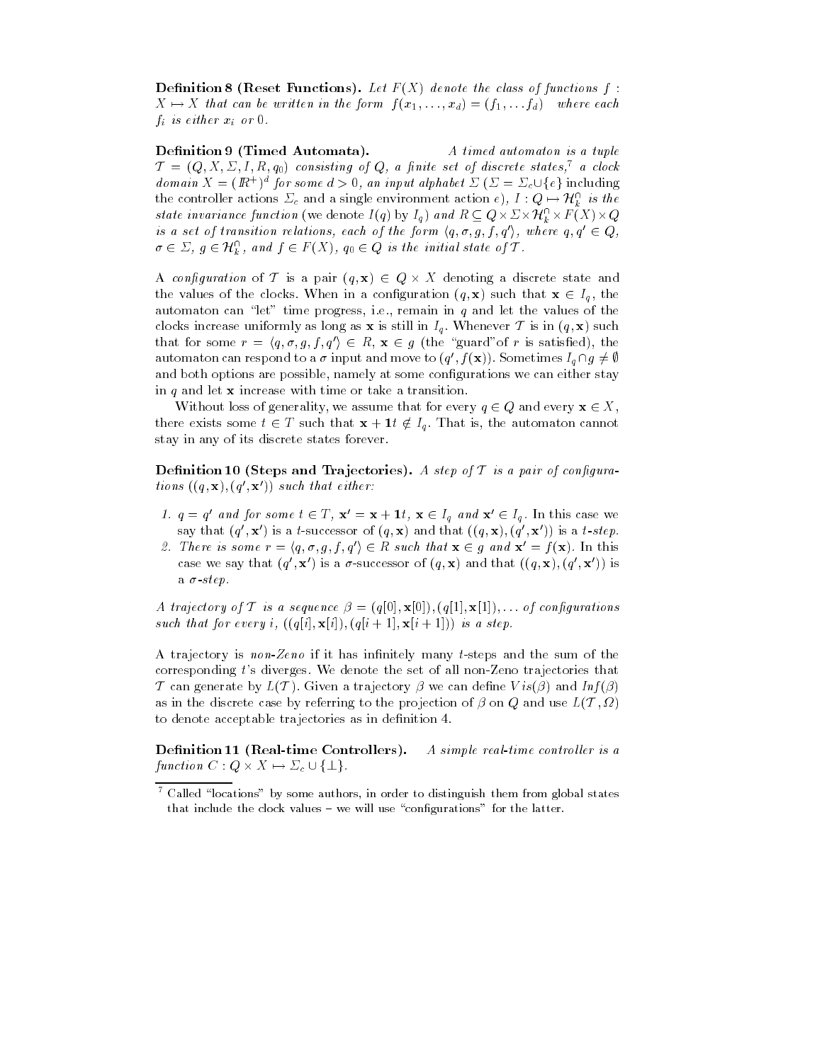**Definition 8 (Reset Functions).** *Let $F(X)$ denote the class of functions $f : X \mapsto X$ that can be written in the form $f(x_1, \ldots, x_d) = (f_1, \ldots f_d)$ where each $f_i$ is either $x_i$ or 0.*

**Definition 9 (Timed Automata).** *A timed automaton is a tuple $\mathcal{T} = (Q, X, \Sigma, I, R, q_0)$ consisting of $Q$, a finite set of discrete states,*[7] *a clock domain $X = (\mathbb{R}^+)^d$ for some $d > 0$, an input alphabet $\Sigma$ ($\Sigma = \Sigma_c \cup \{e\}$* including the controller actions $\Sigma_c$ and a single environment action $e$*), $I : Q \mapsto \mathcal{H}_k^\cap$ is the state invariance function* (we denote $I(q)$ by $I_q$) *and $R \subseteq Q \times \Sigma \times \mathcal{H}_k^\cap \times F(X) \times Q$ is a set of transition relations, each of the form $\langle q, \sigma, g, f, q' \rangle$, where $q, q' \in Q$, $\sigma \in \Sigma$, $g \in \mathcal{H}_k^\cap$, and $f \in F(X)$, $q_0 \in Q$ is the initial state of $\mathcal{T}$.*

A *configuration* of $\mathcal{T}$ is a pair $(q, \mathbf{x}) \in Q \times X$ denoting a discrete state and the values of the clocks. When in a configuration $(q, \mathbf{x})$ such that $\mathbf{x} \in I_q$, the automaton can "let" time progress, i.e., remain in $q$ and let the values of the clocks increase uniformly as long as $\mathbf{x}$ is still in $I_q$. Whenever $\mathcal{T}$ is in $(q, \mathbf{x})$ such that for some $r = \langle q, \sigma, g, f, q' \rangle \in R$, $\mathbf{x} \in g$ (the "guard"of $r$ is satisfied), the automaton can respond to a $\sigma$ input and move to $(q', f(\mathbf{x}))$. Sometimes $I_q \cap g \neq \emptyset$ and both options are possible, namely at some configurations we can either stay in $q$ and let $\mathbf{x}$ increase with time or take a transition.

Without loss of generality, we assume that for every $q \in Q$ and every $\mathbf{x} \in X$, there exists some $t \in T$ such that $\mathbf{x} + \mathbf{1}t \notin I_q$. That is, the automaton cannot stay in any of its discrete states forever.

**Definition 10 (Steps and Trajectories).** *A step of $\mathcal{T}$ is a pair of configurations $((q, \mathbf{x}), (q', \mathbf{x}'))$ such that either:*

1. *$q = q'$ and for some $t \in T$, $\mathbf{x}' = \mathbf{x} + \mathbf{1}t$, $\mathbf{x} \in I_q$ and $\mathbf{x}' \in I_q$.* In this case we say that $(q', \mathbf{x}')$ is a $t$-successor of $(q, \mathbf{x})$ and that $((q, \mathbf{x}), (q', \mathbf{x}'))$ is a *$t$-step*.
2. *There is some $r = \langle q, \sigma, g, f, q' \rangle \in R$ such that $\mathbf{x} \in g$ and $\mathbf{x}' = f(\mathbf{x})$.* In this case we say that $(q', \mathbf{x}')$ is a $\sigma$-successor of $(q, \mathbf{x})$ and that $((q, \mathbf{x}), (q', \mathbf{x}'))$ is a *$\sigma$-step.*

*A trajectory of $\mathcal{T}$ is a sequence $\beta = (q[0], \mathbf{x}[0]), (q[1], \mathbf{x}[1]), \ldots$ of configurations such that for every $i$, $((q[i], \mathbf{x}[i]), (q[i+1], \mathbf{x}[i+1]))$ is a step.*

A trajectory is *non-Zeno* if it has infinitely many $t$-steps and the sum of the corresponding $t$'s diverges. We denote the set of all non-Zeno trajectories that $\mathcal{T}$ can generate by $L(\mathcal{T})$. Given a trajectory $\beta$ we can define $Vis(\beta)$ and $Inf(\beta)$ as in the discrete case by referring to the projection of $\beta$ on $Q$ and use $L(\mathcal{T}, \Omega)$ to denote acceptable trajectories as in definition 4.

**Definition 11 (Real-time Controllers).** *A simple real-time controller is a function $C : Q \times X \mapsto \Sigma_c \cup \{\bot\}$.*

[7] Called "locations" by some authors, in order to distinguish them from global states that include the clock values – we will use "configurations" for the latter.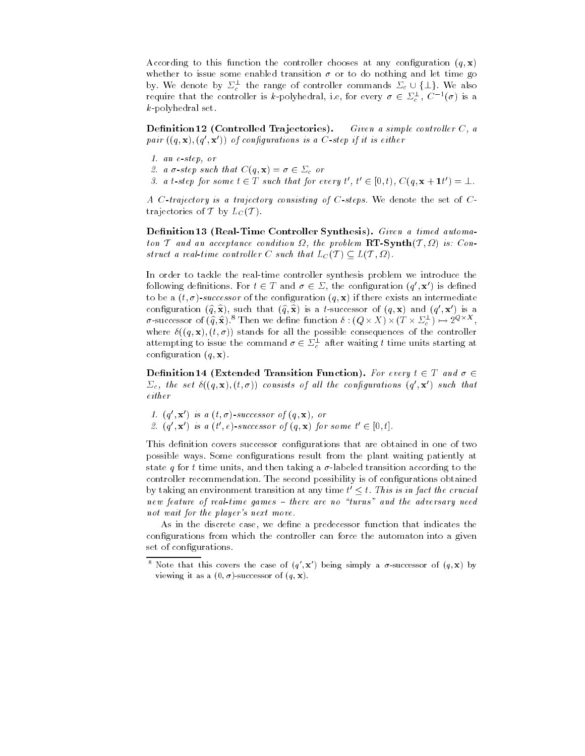According to this function the controller chooses at any configuration $(q, \mathbf{x})$ whether to issue some enabled transition $\sigma$ or to do nothing and let time go by. We denote by $\Sigma_c^\perp$ the range of controller commands $\Sigma_c \cup \{\perp\}$. We also require that the controller is $k$-polyhedral, i.e, for every $\sigma \in \Sigma_c^\perp$, $C^{-1}(\sigma)$ is a $k$-polyhedral set.

**Definition 12 (Controlled Trajectories).** *Given a simple controller $C$, a pair $((q, \mathbf{x}), (q', \mathbf{x}'))$ of configurations is a $C$-step if it is either*

1. *an $e$-step, or*
2. *a $\sigma$-step such that $C(q, \mathbf{x}) = \sigma \in \Sigma_c$ or*
3. *a $t$-step for some $t \in T$ such that for every $t'$, $t' \in [0, t)$, $C(q, \mathbf{x} + \mathbf{1}t') = \perp$.*

*A $C$-trajectory is a trajectory consisting of $C$-steps.* We denote the set of $C$-trajectories of $\mathcal{T}$ by $L_C(\mathcal{T})$.

**Definition 13 (Real-Time Controller Synthesis).** *Given a timed automaton $\mathcal{T}$ and an acceptance condition $\Omega$, the problem* **RT-Synth**$(\mathcal{T}, \Omega)$ *is: Construct a real-time controller $C$ such that $L_C(\mathcal{T}) \subseteq L(\mathcal{T}, \Omega)$.*

In order to tackle the real-time controller synthesis problem we introduce the following definitions. For $t \in T$ and $\sigma \in \Sigma$, the configuration $(q', \mathbf{x}')$ is defined to be a *$(t, \sigma)$-successor* of the configuration $(q, \mathbf{x})$ if there exists an intermediate configuration $(\widehat{q}, \widehat{\mathbf{x}})$, such that $(\widehat{q}, \widehat{\mathbf{x}})$ is a $t$-successor of $(q, \mathbf{x})$ and $(q', \mathbf{x}')$ is a $\sigma$-successor of $(\widehat{q}, \widehat{\mathbf{x}})$.[8] Then we define function $\delta : (Q \times X) \times (T \times \Sigma_c^\perp) \mapsto 2^{Q \times X}$, where $\delta((q, \mathbf{x}), (t, \sigma))$ stands for all the possible consequences of the controller attempting to issue the command $\sigma \in \Sigma_c^\perp$ after waiting $t$ time units starting at configuration $(q, \mathbf{x})$.

**Definition 14 (Extended Transition Function).** *For every $t \in T$ and $\sigma \in \Sigma_c$, the set $\delta((q, \mathbf{x}), (t, \sigma))$ consists of all the configurations $(q', \mathbf{x}')$ such that either*

1. *$(q', \mathbf{x}')$ is a $(t, \sigma)$-successor of $(q, \mathbf{x})$, or*
2. *$(q', \mathbf{x}')$ is a $(t', e)$-successor of $(q, \mathbf{x})$ for some $t' \in [0, t]$.*

This definition covers successor configurations that are obtained in one of two possible ways. Some configurations result from the plant waiting patiently at state $q$ for $t$ time units, and then taking a $\sigma$-labeled transition according to the controller recommendation. The second possibility is of configurations obtained by taking an environment transition at any time $t' \le t$. *This is in fact the crucial new feature of real-time games – there are no "turns" and the adversary need not wait for the player's next move.*

As in the discrete case, we define a predecessor function that indicates the configurations from which the controller can force the automaton into a given set of configurations.

[8] Note that this covers the case of $(q', \mathbf{x}')$ being simply a $\sigma$-successor of $(q, \mathbf{x})$ by viewing it as a $(0, \sigma)$-successor of $(q, \mathbf{x})$.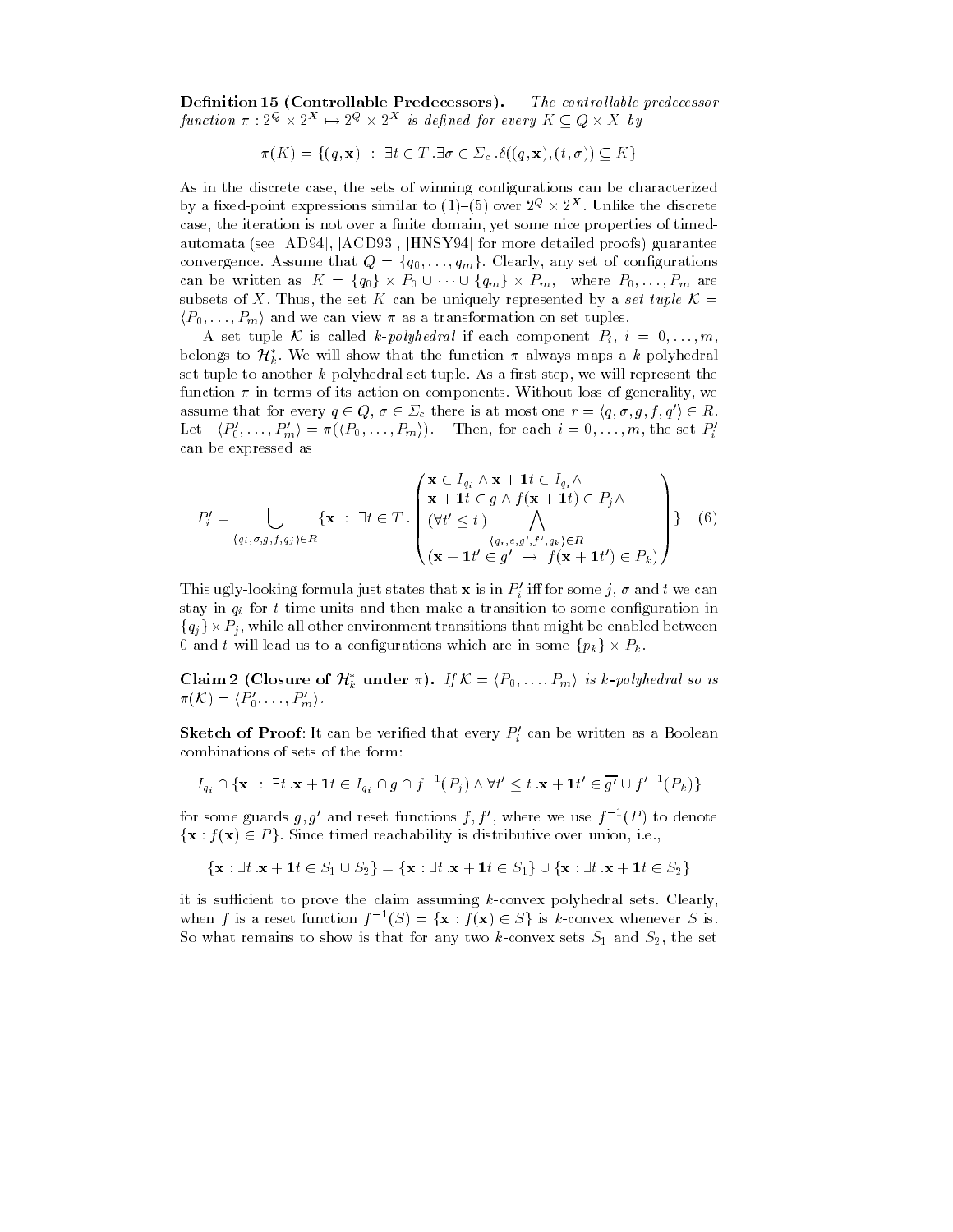**Definition 15 (Controllable Predecessors).** *The controllable predecessor function $\pi : 2^Q \times 2^X \mapsto 2^Q \times 2^X$ is defined for every $K \subseteq Q \times X$ by*

$$\pi(K) = \{(q, \mathbf{x}) \ : \ \exists t \in T . \exists \sigma \in \Sigma_c . \delta((q, \mathbf{x}), (t, \sigma)) \subseteq K\}$$

As in the discrete case, the sets of winning configurations can be characterized by a fixed-point expressions similar to (1)–(5) over $2^Q \times 2^X$. Unlike the discrete case, the iteration is not over a finite domain, yet some nice properties of timed-automata (see [AD94], [ACD93], [HNSY94] for more detailed proofs) guarantee convergence. Assume that $Q = \{q_0, \ldots, q_m\}$. Clearly, any set of configurations can be written as $K = \{q_0\} \times P_0 \cup \cdots \cup \{q_m\} \times P_m$, where $P_0, \ldots, P_m$ are subsets of $X$. Thus, the set $K$ can be uniquely represented by a *set tuple* $\mathcal{K} = \langle P_0, \ldots, P_m \rangle$ and we can view $\pi$ as a transformation on set tuples.

A set tuple $\mathcal{K}$ is called *k-polyhedral* if each component $P_i$, $i = 0, \ldots, m$, belongs to $\mathcal{H}_k^*$. We will show that the function $\pi$ always maps a $k$-polyhedral set tuple to another $k$-polyhedral set tuple. As a first step, we will represent the function $\pi$ in terms of its action on components. Without loss of generality, we assume that for every $q \in Q$, $\sigma \in \Sigma_c$ there is at most one $r = \langle q, \sigma, g, f, q' \rangle \in R$. Let $\langle P_0', \ldots, P_m' \rangle = \pi(\langle P_0, \ldots, P_m \rangle)$. Then, for each $i = 0, \ldots, m$, the set $P_i'$ can be expressed as

$$P_i' = \bigcup_{\langle q_i, \sigma, g, f, q_j \rangle \in R} \{\mathbf{x} \ : \ \exists t \in T . \begin{pmatrix} \mathbf{x} \in I_{q_i} \wedge \mathbf{x} + \mathbf{1}t \in I_{q_i} \wedge \\ \mathbf{x} + \mathbf{1}t \in g \wedge f(\mathbf{x} + \mathbf{1}t) \in P_j \wedge \\ (\forall t' \leq t) \displaystyle\bigwedge_{\langle q_i, e, g', f', q_k \rangle \in R} \\ (\mathbf{x} + \mathbf{1}t' \in g' \ \rightarrow \ f(\mathbf{x} + \mathbf{1}t') \in P_k) \end{pmatrix} \} \quad (6)$$

This ugly-looking formula just states that $\mathbf{x}$ is in $P_i'$ iff for some $j$, $\sigma$ and $t$ we can stay in $q_i$ for $t$ time units and then make a transition to some configuration in $\{q_j\} \times P_j$, while all other environment transitions that might be enabled between 0 and $t$ will lead us to a configurations which are in some $\{p_k\} \times P_k$.

**Claim 2 (Closure of $\mathcal{H}_k^*$ under $\pi$).** *If $\mathcal{K} = \langle P_0, \ldots, P_m \rangle$ is k-polyhedral so is $\pi(\mathcal{K}) = \langle P_0', \ldots, P_m' \rangle$.*

**Sketch of Proof**: It can be verified that every $P_i'$ can be written as a Boolean combinations of sets of the form:

$$I_{q_i} \cap \{\mathbf{x} \ : \ \exists t . \mathbf{x} + \mathbf{1}t \in I_{q_i} \cap g \cap f^{-1}(P_j) \wedge \forall t' \leq t . \mathbf{x} + \mathbf{1}t' \in \overline{g'} \cup f'^{-1}(P_k)\}$$

for some guards $g, g'$ and reset functions $f, f'$, where we use $f^{-1}(P)$ to denote $\{\mathbf{x} : f(\mathbf{x}) \in P\}$. Since timed reachability is distributive over union, i.e.,

$$\{\mathbf{x} : \exists t . \mathbf{x} + \mathbf{1}t \in S_1 \cup S_2\} = \{\mathbf{x} : \exists t . \mathbf{x} + \mathbf{1}t \in S_1\} \cup \{\mathbf{x} : \exists t . \mathbf{x} + \mathbf{1}t \in S_2\}$$

it is sufficient to prove the claim assuming $k$-convex polyhedral sets. Clearly, when $f$ is a reset function $f^{-1}(S) = \{\mathbf{x} : f(\mathbf{x}) \in S\}$ is $k$-convex whenever $S$ is. So what remains to show is that for any two $k$-convex sets $S_1$ and $S_2$, the set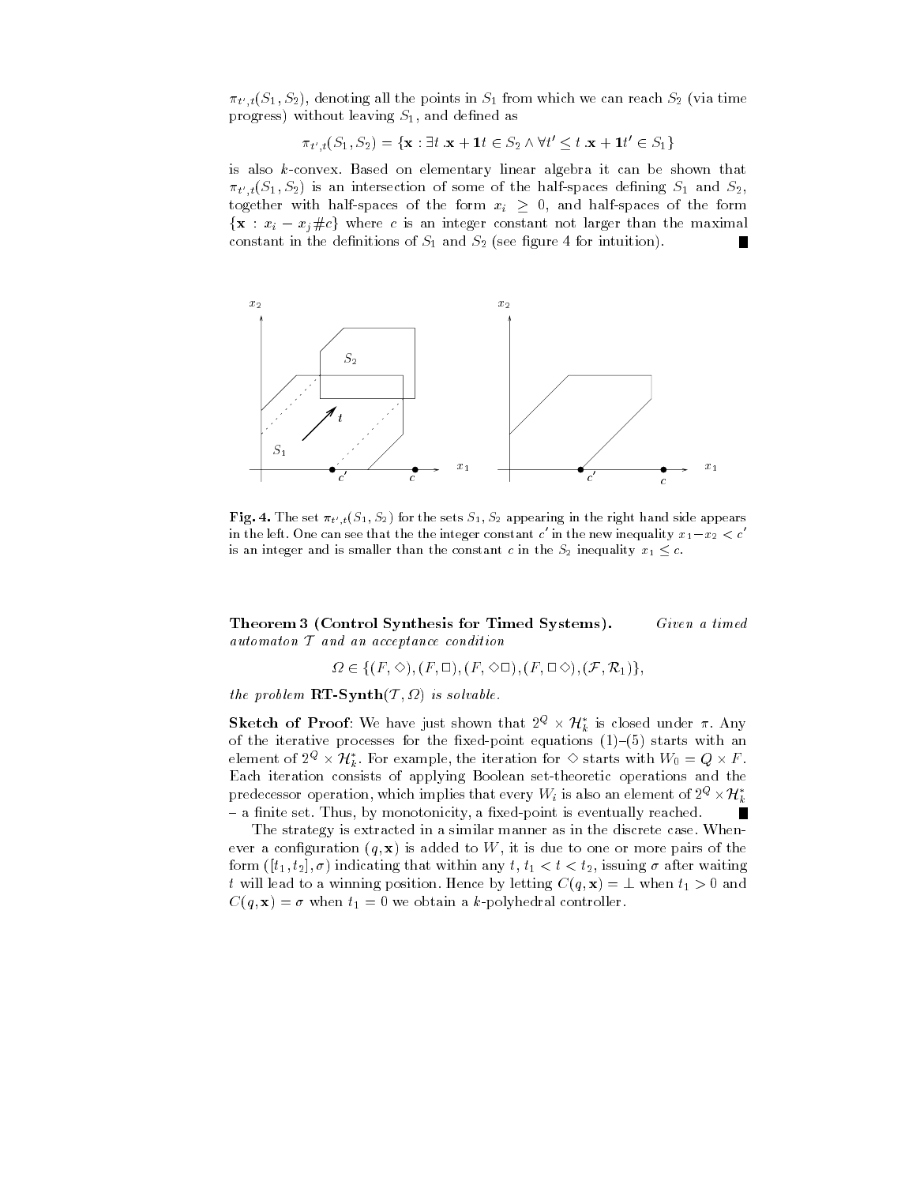$\pi_{t',t}(S_1, S_2)$, denoting all the points in $S_1$ from which we can reach $S_2$ (via time progress) without leaving $S_1$, and defined as

$$\pi_{t',t}(S_1, S_2) = \{\mathbf{x} : \exists t\, .\mathbf{x} + \mathbf{1}t \in S_2 \wedge \forall t' \leq t\, .\mathbf{x} + \mathbf{1}t' \in S_1\}$$

is also $k$-convex. Based on elementary linear algebra it can be shown that $\pi_{t',t}(S_1, S_2)$ is an intersection of some of the half-spaces defining $S_1$ and $S_2$, together with half-spaces of the form $x_i \geq 0$, and half-spaces of the form $\{\mathbf{x} : x_i - x_j \# c\}$ where $c$ is an integer constant not larger than the maximal constant in the definitions of $S_1$ and $S_2$ (see figure 4 for intuition). ∎

**Fig. 4.** The set $\pi_{t',t}(S_1, S_2)$ for the sets $S_1, S_2$ appearing in the right hand side appears in the left. One can see that the the integer constant $c'$ in the new inequality $x_1 - x_2 < c'$ is an integer and is smaller than the constant $c$ in the $S_2$ inequality $x_1 \leq c$.

**Theorem 3 (Control Synthesis for Timed Systems).** *Given a timed automaton $\mathcal{T}$ and an acceptance condition*

$$\Omega \in \{(F, \Diamond), (F, \Box), (F, \Diamond\Box), (F, \Box\Diamond), (\mathcal{F}, \mathcal{R}_1)\},$$

*the problem* $\mathbf{RT\text{-}Synth}(\mathcal{T}, \Omega)$ *is solvable.*

**Sketch of Proof**: We have just shown that $2^Q \times \mathcal{H}_k^*$ is closed under $\pi$. Any of the iterative processes for the fixed-point equations (1)–(5) starts with an element of $2^Q \times \mathcal{H}_k^*$. For example, the iteration for $\Diamond$ starts with $W_0 = Q \times F$. Each iteration consists of applying Boolean set-theoretic operations and the predecessor operation, which implies that every $W_i$ is also an element of $2^Q \times \mathcal{H}_k^*$ – a finite set. Thus, by monotonicity, a fixed-point is eventually reached. ∎

The strategy is extracted in a similar manner as in the discrete case. Whenever a configuration $(q, \mathbf{x})$ is added to $W$, it is due to one or more pairs of the form $([t_1, t_2], \sigma)$ indicating that within any $t$, $t_1 < t < t_2$, issuing $\sigma$ after waiting $t$ will lead to a winning position. Hence by letting $C(q, \mathbf{x}) = \perp$ when $t_1 > 0$ and $C(q, \mathbf{x}) = \sigma$ when $t_1 = 0$ we obtain a $k$-polyhedral controller.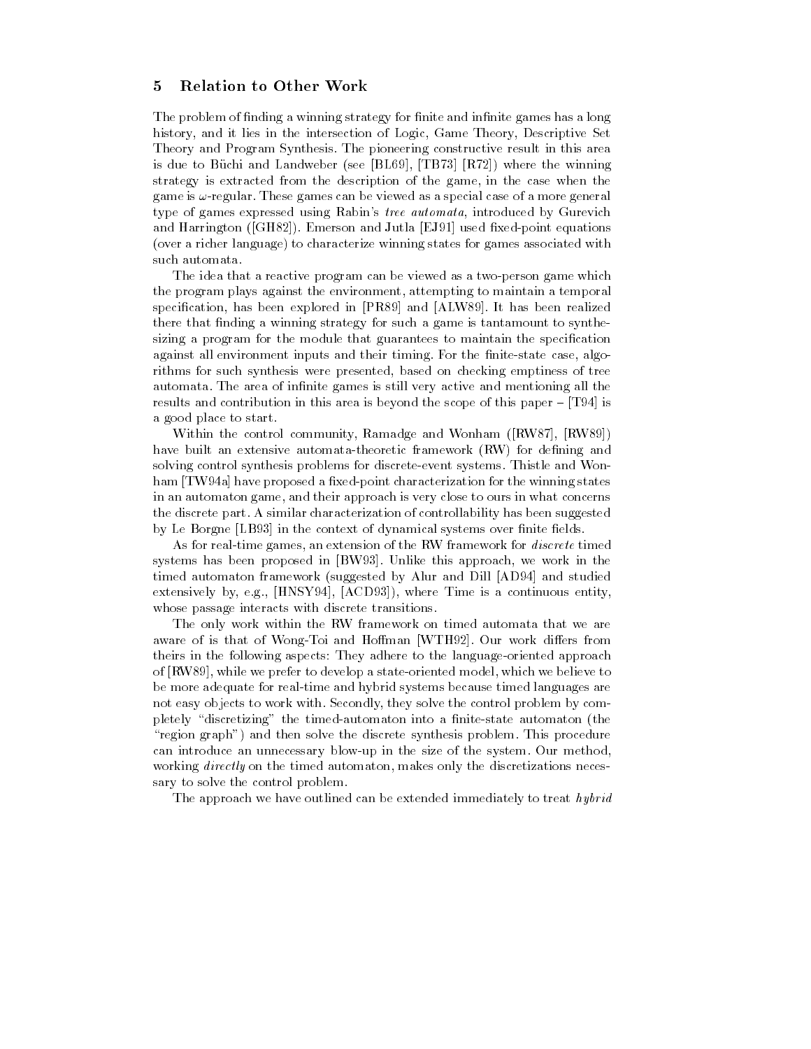## 5 Relation to Other Work

The problem of finding a winning strategy for finite and infinite games has a long history, and it lies in the intersection of Logic, Game Theory, Descriptive Set Theory and Program Synthesis. The pioneering constructive result in this area is due to Büchi and Landweber (see [BL69], [TB73] [R72]) where the winning strategy is extracted from the description of the game, in the case when the game is $\omega$-regular. These games can be viewed as a special case of a more general type of games expressed using Rabin's *tree automata*, introduced by Gurevich and Harrington ([GH82]). Emerson and Jutla [EJ91] used fixed-point equations (over a richer language) to characterize winning states for games associated with such automata.

The idea that a reactive program can be viewed as a two-person game which the program plays against the environment, attempting to maintain a temporal specification, has been explored in [PR89] and [ALW89]. It has been realized there that finding a winning strategy for such a game is tantamount to synthesizing a program for the module that guarantees to maintain the specification against all environment inputs and their timing. For the finite-state case, algorithms for such synthesis were presented, based on checking emptiness of tree automata. The area of infinite games is still very active and mentioning all the results and contribution in this area is beyond the scope of this paper – [T94] is a good place to start.

Within the control community, Ramadge and Wonham ([RW87], [RW89]) have built an extensive automata-theoretic framework (RW) for defining and solving control synthesis problems for discrete-event systems. Thistle and Wonham [TW94a] have proposed a fixed-point characterization for the winning states in an automaton game, and their approach is very close to ours in what concerns the discrete part. A similar characterization of controllability has been suggested by Le Borgne [LB93] in the context of dynamical systems over finite fields.

As for real-time games, an extension of the RW framework for *discrete* timed systems has been proposed in [BW93]. Unlike this approach, we work in the timed automaton framework (suggested by Alur and Dill [AD94] and studied extensively by, e.g., [HNSY94], [ACD93]), where Time is a continuous entity, whose passage interacts with discrete transitions.

The only work within the RW framework on timed automata that we are aware of is that of Wong-Toi and Hoffman [WTH92]. Our work differs from theirs in the following aspects: They adhere to the language-oriented approach of [RW89], while we prefer to develop a state-oriented model, which we believe to be more adequate for real-time and hybrid systems because timed languages are not easy objects to work with. Secondly, they solve the control problem by completely "discretizing" the timed-automaton into a finite-state automaton (the "region graph") and then solve the discrete synthesis problem. This procedure can introduce an unnecessary blow-up in the size of the system. Our method, working *directly* on the timed automaton, makes only the discretizations necessary to solve the control problem.

The approach we have outlined can be extended immediately to treat *hybrid*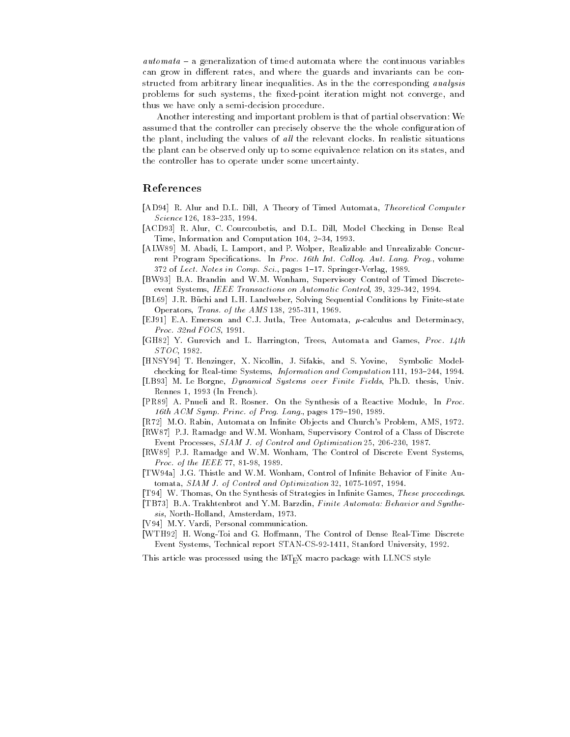*automata* – a generalization of timed automata where the continuous variables can grow in different rates, and where the guards and invariants can be constructed from arbitrary linear inequalities. As in the the corresponding *analysis* problems for such systems, the fixed-point iteration might not converge, and thus we have only a semi-decision procedure.

Another interesting and important problem is that of partial observation: We assumed that the controller can precisely observe the the whole configuration of the plant, including the values of *all* the relevant clocks. In realistic situations the plant can be observed only up to some equivalence relation on its states, and the controller has to operate under some uncertainty.

## References

[AD94] R. Alur and D.L. Dill, A Theory of Timed Automata, *Theoretical Computer Science* 126, 183–235, 1994.

[ACD93] R. Alur, C. Courcoubetis, and D.L. Dill, Model Checking in Dense Real Time, Information and Computation 104, 2–34, 1993.

[ALW89] M. Abadi, L. Lamport, and P. Wolper, Realizable and Unrealizable Concurrent Program Specifications. In *Proc. 16th Int. Colloq. Aut. Lang. Prog.*, volume 372 of *Lect. Notes in Comp. Sci.*, pages 1–17. Springer-Verlag, 1989.

[BW93] B.A. Brandin and W.M. Wonham, Supervisory Control of Timed Discrete-event Systems, *IEEE Transactions on Automatic Control*, 39, 329-342, 1994.

[BL69] J.R. Büchi and L.H. Landweber, Solving Sequential Conditions by Finite-state Operators, *Trans. of the AMS* 138, 295-311, 1969.

[EJ91] E.A. Emerson and C.J. Jutla, Tree Automata, $\mu$-calculus and Determinacy, *Proc. 32nd FOCS*, 1991.

[GH82] Y. Gurevich and L. Harrington, Trees, Automata and Games, *Proc. 14th STOC*, 1982.

[HNSY94] T. Henzinger, X. Nicollin, J. Sifakis, and S. Yovine, Symbolic Model-checking for Real-time Systems, *Information and Computation* 111, 193–244, 1994.

[LB93] M. Le Borgne, *Dynamical Systems over Finite Fields*, Ph.D. thesis, Univ. Rennes 1, 1993 (In French).

[PR89] A. Pnueli and R. Rosner. On the Synthesis of a Reactive Module, In *Proc. 16th ACM Symp. Princ. of Prog. Lang.*, pages 179–190, 1989.

[R72] M.O. Rabin, Automata on Infinite Objects and Church's Problem, AMS, 1972.

[RW87] P.J. Ramadge and W.M. Wonham, Supervisory Control of a Class of Discrete Event Processes, *SIAM J. of Control and Optimization* 25, 206-230, 1987.

[RW89] P.J. Ramadge and W.M. Wonham, The Control of Discrete Event Systems, *Proc. of the IEEE* 77, 81-98, 1989.

[TW94a] J.G. Thistle and W.M. Wonham, Control of Infinite Behavior of Finite Automata, *SIAM J. of Control and Optimization* 32, 1075-1097, 1994.

[T94] W. Thomas, On the Synthesis of Strategies in Infinite Games, *These proceedings*.

[TB73] B.A. Trakhtenbrot and Y.M. Barzdin, *Finite Automata: Behavior and Synthesis*, North-Holland, Amsterdam, 1973.

[V94] M.Y. Vardi, Personal communication.

[WTH92] H. Wong-Toi and G. Hoffmann, The Control of Dense Real-Time Discrete Event Systems, Technical report STAN-CS-92-1411, Stanford University, 1992.

This article was processed using the LaTeX macro package with LLNCS style